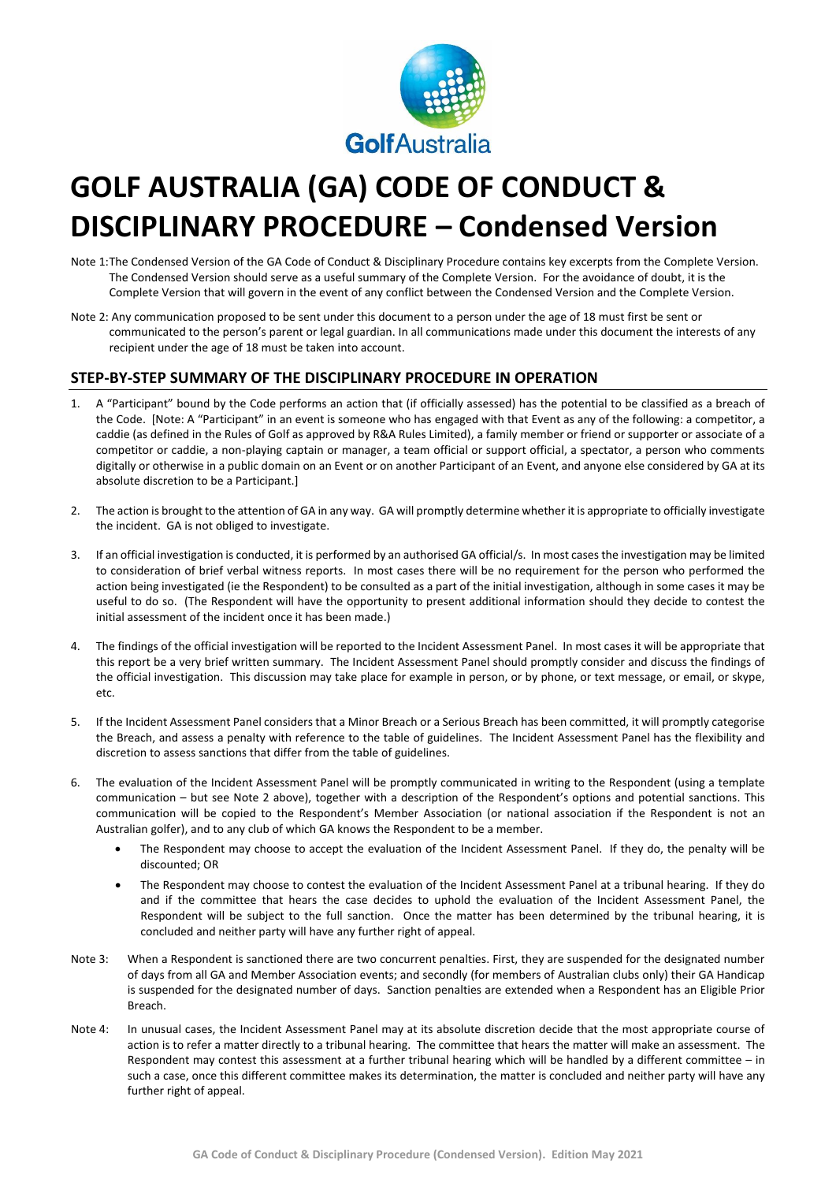# GOLF AUSTRALIA (GA) CODE OF CONDUCT & DISCIPLINARY PROCEDURE – Condensed Version

Note 1: The Condensed Version of the GA Code of Conduct & Disciplinary Procedure contains key excerpts from the Complete Version. The Condensed Version should serve as a useful summary of the Complete Version. For the avoidance of doubt, it is the Complete Version that will govern in the event of any conflict between the Condensed Version and the Complete Version.

Note 2: Any communication proposed to be sent under this document to a person under the age of 18 must first be sent or communicated to the person's parent or legal guardian. In all communications made under this document the interests of any recipient under the age of 18 must be taken into account.

## STEP-BY-STEP SUMMARY OF THE DISCIPLINARY PROCEDURE IN OPERATION

1. A "Participant" bound by the Code performs an action that (if officially assessed) has the potential to be classified as a breach of the Code. [Note: A "Participant" in an event is someone who has engaged with that Event as any of the following: a competitor, a caddie (as defined in the Rules of Golf as approved by R&A Rules Limited), a family member or friend or supporter or associate of a competitor or caddie, a non-playing captain or manager, a team official or support official, a spectator, a person who comments digitally or otherwise in a public domain on an Event or on another Participant of an Event, and anyone else considered by GA at its absolute discretion to be a Participant.]

2. The action is brought to the attention of GA in any way. GA will promptly determine whether it is appropriate to officially investigate the incident. GA is not obliged to investigate.

3. If an official investigation is conducted, it is performed by an authorised GA official/s. In most cases the investigation may be limited to consideration of brief verbal witness reports. In most cases there will be no requirement for the person who performed the action being investigated (ie the Respondent) to be consulted as a part of the initial investigation, although in some cases it may be useful to do so. (The Respondent will have the opportunity to present additional information should they decide to contest the initial assessment of the incident once it has been made.)

4. The findings of the official investigation will be reported to the Incident Assessment Panel. In most cases it will be appropriate that this report be a very brief written summary. The Incident Assessment Panel should promptly consider and discuss the findings of the official investigation. This discussion may take place for example in person, or by phone, or text message, or email, or skype, etc.

5. If the Incident Assessment Panel considers that a Minor Breach or a Serious Breach has been committed, it will promptly categorise the Breach, and assess a penalty with reference to the table of guidelines. The Incident Assessment Panel has the flexibility and discretion to assess sanctions that differ from the table of guidelines.

6. The evaluation of the Incident Assessment Panel will be promptly communicated in writing to the Respondent (using a template communication – but see Note 2 above), together with a description of the Respondent's options and potential sanctions. This communication will be copied to the Respondent's Member Association (or national association if the Respondent is not an Australian golfer), and to any club of which GA knows the Respondent to be a member.
   - The Respondent may choose to accept the evaluation of the Incident Assessment Panel. If they do, the penalty will be discounted; OR
   - The Respondent may choose to contest the evaluation of the Incident Assessment Panel at a tribunal hearing. If they do and if the committee that hears the case decides to uphold the evaluation of the Incident Assessment Panel, the Respondent will be subject to the full sanction. Once the matter has been determined by the tribunal hearing, it is concluded and neither party will have any further right of appeal.

Note 3: When a Respondent is sanctioned there are two concurrent penalties. First, they are suspended for the designated number of days from all GA and Member Association events; and secondly (for members of Australian clubs only) their GA Handicap is suspended for the designated number of days. Sanction penalties are extended when a Respondent has an Eligible Prior Breach.

Note 4: In unusual cases, the Incident Assessment Panel may at its absolute discretion decide that the most appropriate course of action is to refer a matter directly to a tribunal hearing. The committee that hears the matter will make an assessment. The Respondent may contest this assessment at a further tribunal hearing which will be handled by a different committee – in such a case, once this different committee makes its determination, the matter is concluded and neither party will have any further right of appeal.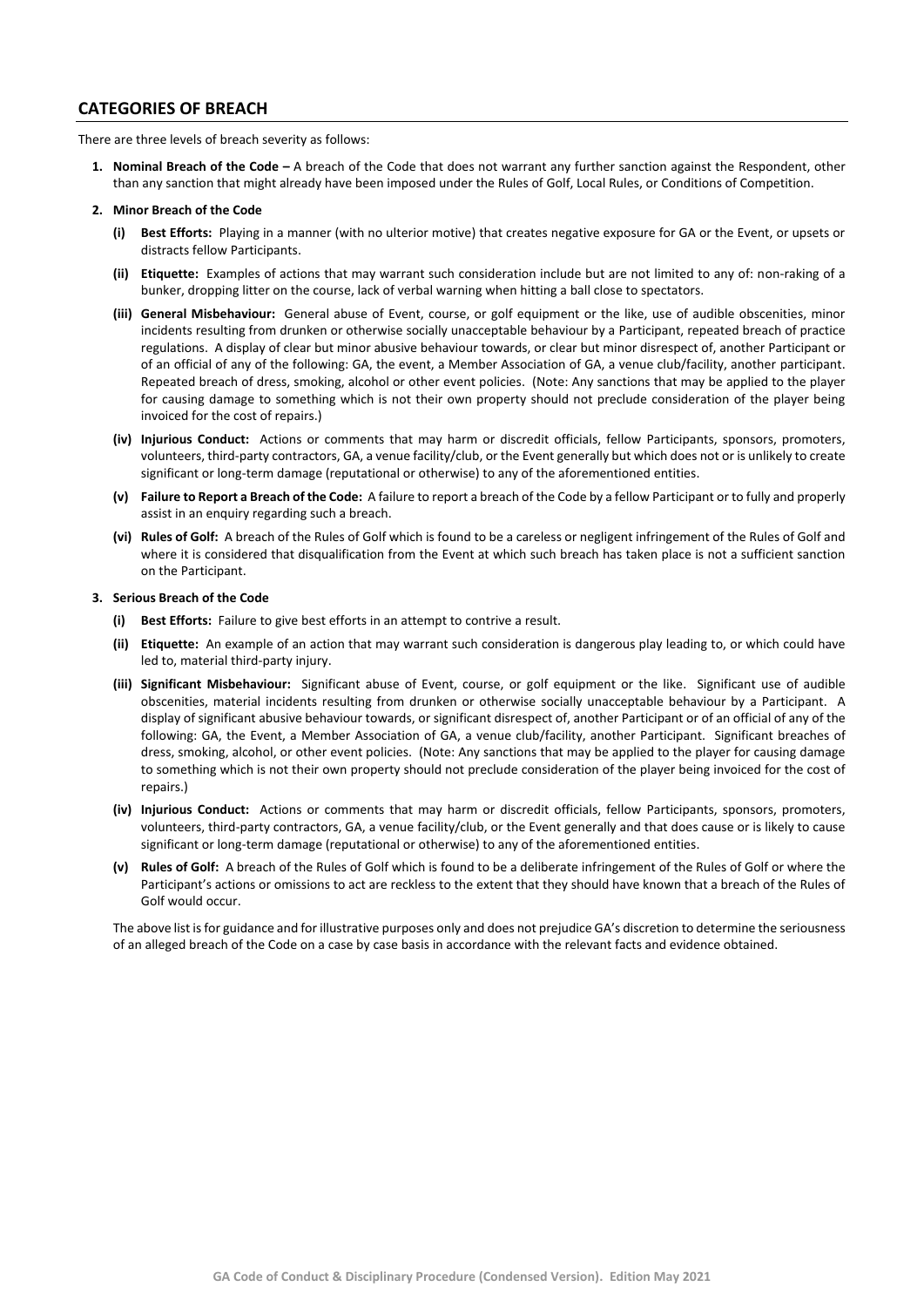## CATEGORIES OF BREACH

There are three levels of breach severity as follows:

1. **Nominal Breach of the Code –** A breach of the Code that does not warrant any further sanction against the Respondent, other than any sanction that might already have been imposed under the Rules of Golf, Local Rules, or Conditions of Competition.

2. **Minor Breach of the Code**

   **(i) Best Efforts:** Playing in a manner (with no ulterior motive) that creates negative exposure for GA or the Event, or upsets or distracts fellow Participants.

   **(ii) Etiquette:** Examples of actions that may warrant such consideration include but are not limited to any of: non-raking of a bunker, dropping litter on the course, lack of verbal warning when hitting a ball close to spectators.

   **(iii) General Misbehaviour:** General abuse of Event, course, or golf equipment or the like, use of audible obscenities, minor incidents resulting from drunken or otherwise socially unacceptable behaviour by a Participant, repeated breach of practice regulations. A display of clear but minor abusive behaviour towards, or clear but minor disrespect of, another Participant or of an official of any of the following: GA, the event, a Member Association of GA, a venue club/facility, another participant. Repeated breach of dress, smoking, alcohol or other event policies. (Note: Any sanctions that may be applied to the player for causing damage to something which is not their own property should not preclude consideration of the player being invoiced for the cost of repairs.)

   **(iv) Injurious Conduct:** Actions or comments that may harm or discredit officials, fellow Participants, sponsors, promoters, volunteers, third-party contractors, GA, a venue facility/club, or the Event generally but which does not or is unlikely to create significant or long-term damage (reputational or otherwise) to any of the aforementioned entities.

   **(v) Failure to Report a Breach of the Code:** A failure to report a breach of the Code by a fellow Participant or to fully and properly assist in an enquiry regarding such a breach.

   **(vi) Rules of Golf:** A breach of the Rules of Golf which is found to be a careless or negligent infringement of the Rules of Golf and where it is considered that disqualification from the Event at which such breach has taken place is not a sufficient sanction on the Participant.

3. **Serious Breach of the Code**

   **(i) Best Efforts:** Failure to give best efforts in an attempt to contrive a result.

   **(ii) Etiquette:** An example of an action that may warrant such consideration is dangerous play leading to, or which could have led to, material third-party injury.

   **(iii) Significant Misbehaviour:** Significant abuse of Event, course, or golf equipment or the like. Significant use of audible obscenities, material incidents resulting from drunken or otherwise socially unacceptable behaviour by a Participant. A display of significant abusive behaviour towards, or significant disrespect of, another Participant or of an official of any of the following: GA, the Event, a Member Association of GA, a venue club/facility, another Participant. Significant breaches of dress, smoking, alcohol, or other event policies. (Note: Any sanctions that may be applied to the player for causing damage to something which is not their own property should not preclude consideration of the player being invoiced for the cost of repairs.)

   **(iv) Injurious Conduct:** Actions or comments that may harm or discredit officials, fellow Participants, sponsors, promoters, volunteers, third-party contractors, GA, a venue facility/club, or the Event generally and that does cause or is likely to cause significant or long-term damage (reputational or otherwise) to any of the aforementioned entities.

   **(v) Rules of Golf:** A breach of the Rules of Golf which is found to be a deliberate infringement of the Rules of Golf or where the Participant's actions or omissions to act are reckless to the extent that they should have known that a breach of the Rules of Golf would occur.

   The above list is for guidance and for illustrative purposes only and does not prejudice GA's discretion to determine the seriousness of an alleged breach of the Code on a case by case basis in accordance with the relevant facts and evidence obtained.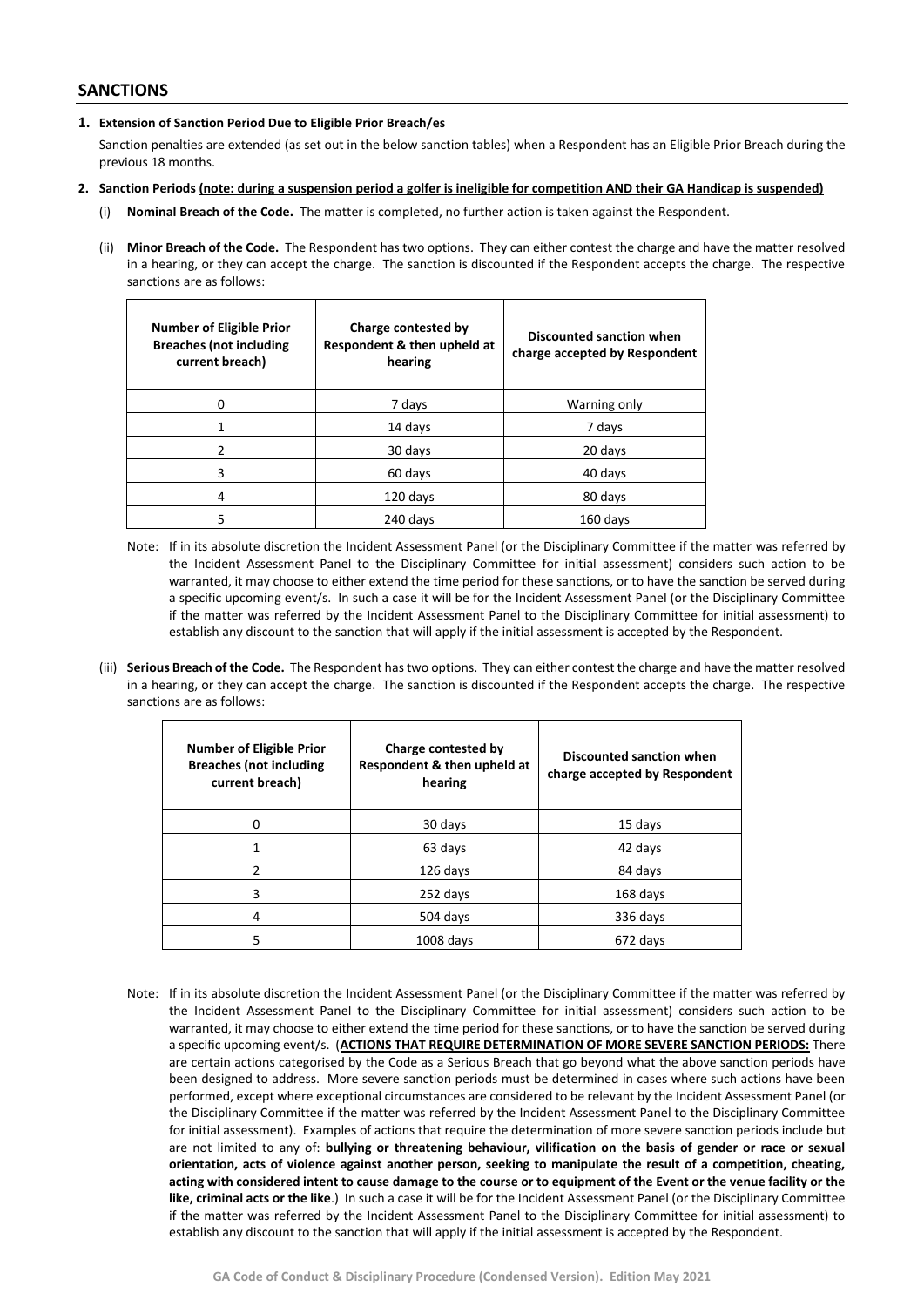## SANCTIONS

**1. Extension of Sanction Period Due to Eligible Prior Breach/es**

Sanction penalties are extended (as set out in the below sanction tables) when a Respondent has an Eligible Prior Breach during the previous 18 months.

**2. Sanction Periods <u>(note: during a suspension period a golfer is ineligible for competition AND their GA Handicap is suspended)</u>**

(i) **Nominal Breach of the Code.** The matter is completed, no further action is taken against the Respondent.

(ii) **Minor Breach of the Code.** The Respondent has two options. They can either contest the charge and have the matter resolved in a hearing, or they can accept the charge. The sanction is discounted if the Respondent accepts the charge. The respective sanctions are as follows:

| Number of Eligible Prior Breaches (not including current breach) | Charge contested by Respondent & then upheld at hearing | Discounted sanction when charge accepted by Respondent |
|---|---|---|
| 0 | 7 days | Warning only |
| 1 | 14 days | 7 days |
| 2 | 30 days | 20 days |
| 3 | 60 days | 40 days |
| 4 | 120 days | 80 days |
| 5 | 240 days | 160 days |

Note: If in its absolute discretion the Incident Assessment Panel (or the Disciplinary Committee if the matter was referred by the Incident Assessment Panel to the Disciplinary Committee for initial assessment) considers such action to be warranted, it may choose to either extend the time period for these sanctions, or to have the sanction be served during a specific upcoming event/s. In such a case it will be for the Incident Assessment Panel (or the Disciplinary Committee if the matter was referred by the Incident Assessment Panel to the Disciplinary Committee for initial assessment) to establish any discount to the sanction that will apply if the initial assessment is accepted by the Respondent.

(iii) **Serious Breach of the Code.** The Respondent has two options. They can either contest the charge and have the matter resolved in a hearing, or they can accept the charge. The sanction is discounted if the Respondent accepts the charge. The respective sanctions are as follows:

| Number of Eligible Prior Breaches (not including current breach) | Charge contested by Respondent & then upheld at hearing | Discounted sanction when charge accepted by Respondent |
|---|---|---|
| 0 | 30 days | 15 days |
| 1 | 63 days | 42 days |
| 2 | 126 days | 84 days |
| 3 | 252 days | 168 days |
| 4 | 504 days | 336 days |
| 5 | 1008 days | 672 days |

Note: If in its absolute discretion the Incident Assessment Panel (or the Disciplinary Committee if the matter was referred by the Incident Assessment Panel to the Disciplinary Committee for initial assessment) considers such action to be warranted, it may choose to either extend the time period for these sanctions, or to have the sanction be served during a specific upcoming event/s. (**<u>ACTIONS THAT REQUIRE DETERMINATION OF MORE SEVERE SANCTION PERIODS:</u>** There are certain actions categorised by the Code as a Serious Breach that go beyond what the above sanction periods have been designed to address. More severe sanction periods must be determined in cases where such actions have been performed, except where exceptional circumstances are considered to be relevant by the Incident Assessment Panel (or the Disciplinary Committee if the matter was referred by the Incident Assessment Panel to the Disciplinary Committee for initial assessment). Examples of actions that require the determination of more severe sanction periods include but are not limited to any of: **bullying or threatening behaviour, vilification on the basis of gender or race or sexual orientation, acts of violence against another person, seeking to manipulate the result of a competition, cheating, acting with considered intent to cause damage to the course or to equipment of the Event or the venue facility or the like, criminal acts or the like**.) In such a case it will be for the Incident Assessment Panel (or the Disciplinary Committee if the matter was referred by the Incident Assessment Panel to the Disciplinary Committee for initial assessment) to establish any discount to the sanction that will apply if the initial assessment is accepted by the Respondent.